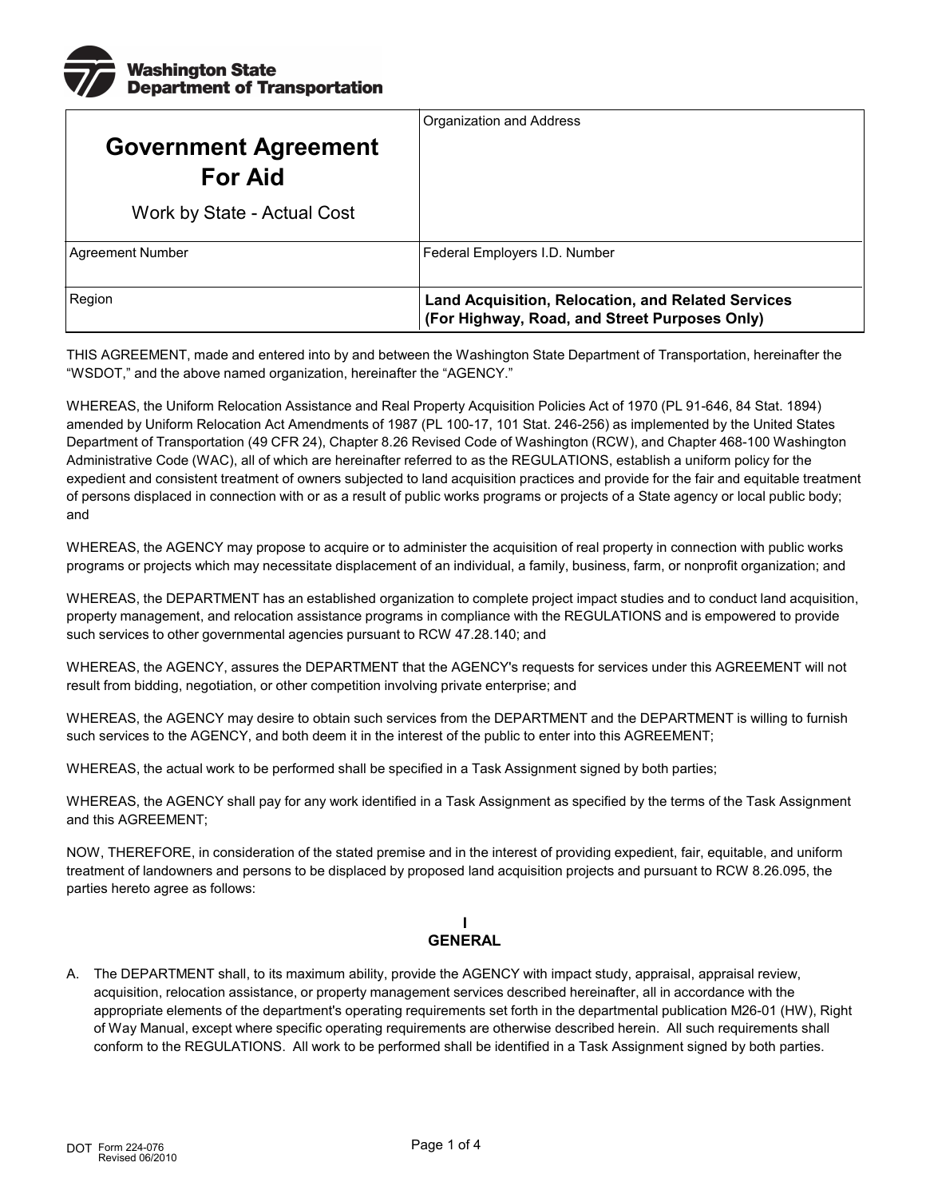Washington State Department of Transportation

| Government Agreement For Aid<br>Work by State - Actual Cost | Organization and Address |
|---|---|
| Agreement Number | Federal Employers I.D. Number |
| Region | **Land Acquisition, Relocation, and Related Services (For Highway, Road, and Street Purposes Only)** |

THIS AGREEMENT, made and entered into by and between the Washington State Department of Transportation, hereinafter the "WSDOT," and the above named organization, hereinafter the "AGENCY."

WHEREAS, the Uniform Relocation Assistance and Real Property Acquisition Policies Act of 1970 (PL 91-646, 84 Stat. 1894) amended by Uniform Relocation Act Amendments of 1987 (PL 100-17, 101 Stat. 246-256) as implemented by the United States Department of Transportation (49 CFR 24), Chapter 8.26 Revised Code of Washington (RCW), and Chapter 468-100 Washington Administrative Code (WAC), all of which are hereinafter referred to as the REGULATIONS, establish a uniform policy for the expedient and consistent treatment of owners subjected to land acquisition practices and provide for the fair and equitable treatment of persons displaced in connection with or as a result of public works programs or projects of a State agency or local public body; and

WHEREAS, the AGENCY may propose to acquire or to administer the acquisition of real property in connection with public works programs or projects which may necessitate displacement of an individual, a family, business, farm, or nonprofit organization; and

WHEREAS, the DEPARTMENT has an established organization to complete project impact studies and to conduct land acquisition, property management, and relocation assistance programs in compliance with the REGULATIONS and is empowered to provide such services to other governmental agencies pursuant to RCW 47.28.140; and

WHEREAS, the AGENCY, assures the DEPARTMENT that the AGENCY's requests for services under this AGREEMENT will not result from bidding, negotiation, or other competition involving private enterprise; and

WHEREAS, the AGENCY may desire to obtain such services from the DEPARTMENT and the DEPARTMENT is willing to furnish such services to the AGENCY, and both deem it in the interest of the public to enter into this AGREEMENT;

WHEREAS, the actual work to be performed shall be specified in a Task Assignment signed by both parties;

WHEREAS, the AGENCY shall pay for any work identified in a Task Assignment as specified by the terms of the Task Assignment and this AGREEMENT;

NOW, THEREFORE, in consideration of the stated premise and in the interest of providing expedient, fair, equitable, and uniform treatment of landowners and persons to be displaced by proposed land acquisition projects and pursuant to RCW 8.26.095, the parties hereto agree as follows:

## I
## GENERAL

A. The DEPARTMENT shall, to its maximum ability, provide the AGENCY with impact study, appraisal, appraisal review, acquisition, relocation assistance, or property management services described hereinafter, all in accordance with the appropriate elements of the department's operating requirements set forth in the departmental publication M26-01 (HW), Right of Way Manual, except where specific operating requirements are otherwise described herein. All such requirements shall conform to the REGULATIONS. All work to be performed shall be identified in a Task Assignment signed by both parties.

DOT Form 224-076
Revised 06/2010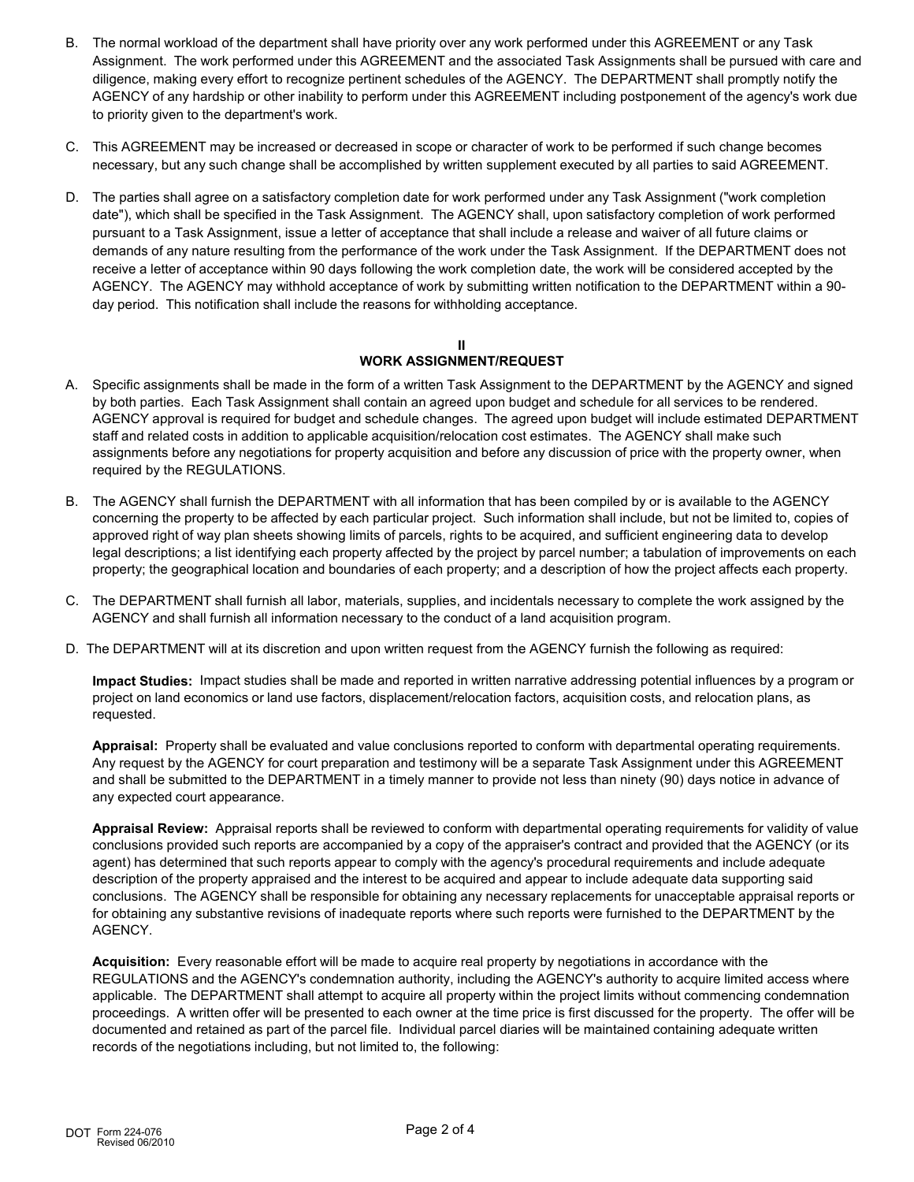B. The normal workload of the department shall have priority over any work performed under this AGREEMENT or any Task Assignment. The work performed under this AGREEMENT and the associated Task Assignments shall be pursued with care and diligence, making every effort to recognize pertinent schedules of the AGENCY. The DEPARTMENT shall promptly notify the AGENCY of any hardship or other inability to perform under this AGREEMENT including postponement of the agency's work due to priority given to the department's work.

C. This AGREEMENT may be increased or decreased in scope or character of work to be performed if such change becomes necessary, but any such change shall be accomplished by written supplement executed by all parties to said AGREEMENT.

D. The parties shall agree on a satisfactory completion date for work performed under any Task Assignment ("work completion date"), which shall be specified in the Task Assignment. The AGENCY shall, upon satisfactory completion of work performed pursuant to a Task Assignment, issue a letter of acceptance that shall include a release and waiver of all future claims or demands of any nature resulting from the performance of the work under the Task Assignment. If the DEPARTMENT does not receive a letter of acceptance within 90 days following the work completion date, the work will be considered accepted by the AGENCY. The AGENCY may withhold acceptance of work by submitting written notification to the DEPARTMENT within a 90-day period. This notification shall include the reasons for withholding acceptance.

## II
## WORK ASSIGNMENT/REQUEST

A. Specific assignments shall be made in the form of a written Task Assignment to the DEPARTMENT by the AGENCY and signed by both parties. Each Task Assignment shall contain an agreed upon budget and schedule for all services to be rendered. AGENCY approval is required for budget and schedule changes. The agreed upon budget will include estimated DEPARTMENT staff and related costs in addition to applicable acquisition/relocation cost estimates. The AGENCY shall make such assignments before any negotiations for property acquisition and before any discussion of price with the property owner, when required by the REGULATIONS.

B. The AGENCY shall furnish the DEPARTMENT with all information that has been compiled by or is available to the AGENCY concerning the property to be affected by each particular project. Such information shall include, but not be limited to, copies of approved right of way plan sheets showing limits of parcels, rights to be acquired, and sufficient engineering data to develop legal descriptions; a list identifying each property affected by the project by parcel number; a tabulation of improvements on each property; the geographical location and boundaries of each property; and a description of how the project affects each property.

C. The DEPARTMENT shall furnish all labor, materials, supplies, and incidentals necessary to complete the work assigned by the AGENCY and shall furnish all information necessary to the conduct of a land acquisition program.

D. The DEPARTMENT will at its discretion and upon written request from the AGENCY furnish the following as required:

**Impact Studies:** Impact studies shall be made and reported in written narrative addressing potential influences by a program or project on land economics or land use factors, displacement/relocation factors, acquisition costs, and relocation plans, as requested.

**Appraisal:** Property shall be evaluated and value conclusions reported to conform with departmental operating requirements. Any request by the AGENCY for court preparation and testimony will be a separate Task Assignment under this AGREEMENT and shall be submitted to the DEPARTMENT in a timely manner to provide not less than ninety (90) days notice in advance of any expected court appearance.

**Appraisal Review:** Appraisal reports shall be reviewed to conform with departmental operating requirements for validity of value conclusions provided such reports are accompanied by a copy of the appraiser's contract and provided that the AGENCY (or its agent) has determined that such reports appear to comply with the agency's procedural requirements and include adequate description of the property appraised and the interest to be acquired and appear to include adequate data supporting said conclusions. The AGENCY shall be responsible for obtaining any necessary replacements for unacceptable appraisal reports or for obtaining any substantive revisions of inadequate reports where such reports were furnished to the DEPARTMENT by the AGENCY.

**Acquisition:** Every reasonable effort will be made to acquire real property by negotiations in accordance with the REGULATIONS and the AGENCY's condemnation authority, including the AGENCY's authority to acquire limited access where applicable. The DEPARTMENT shall attempt to acquire all property within the project limits without commencing condemnation proceedings. A written offer will be presented to each owner at the time price is first discussed for the property. The offer will be documented and retained as part of the parcel file. Individual parcel diaries will be maintained containing adequate written records of the negotiations including, but not limited to, the following:

DOT Form 224-076
Revised 06/2010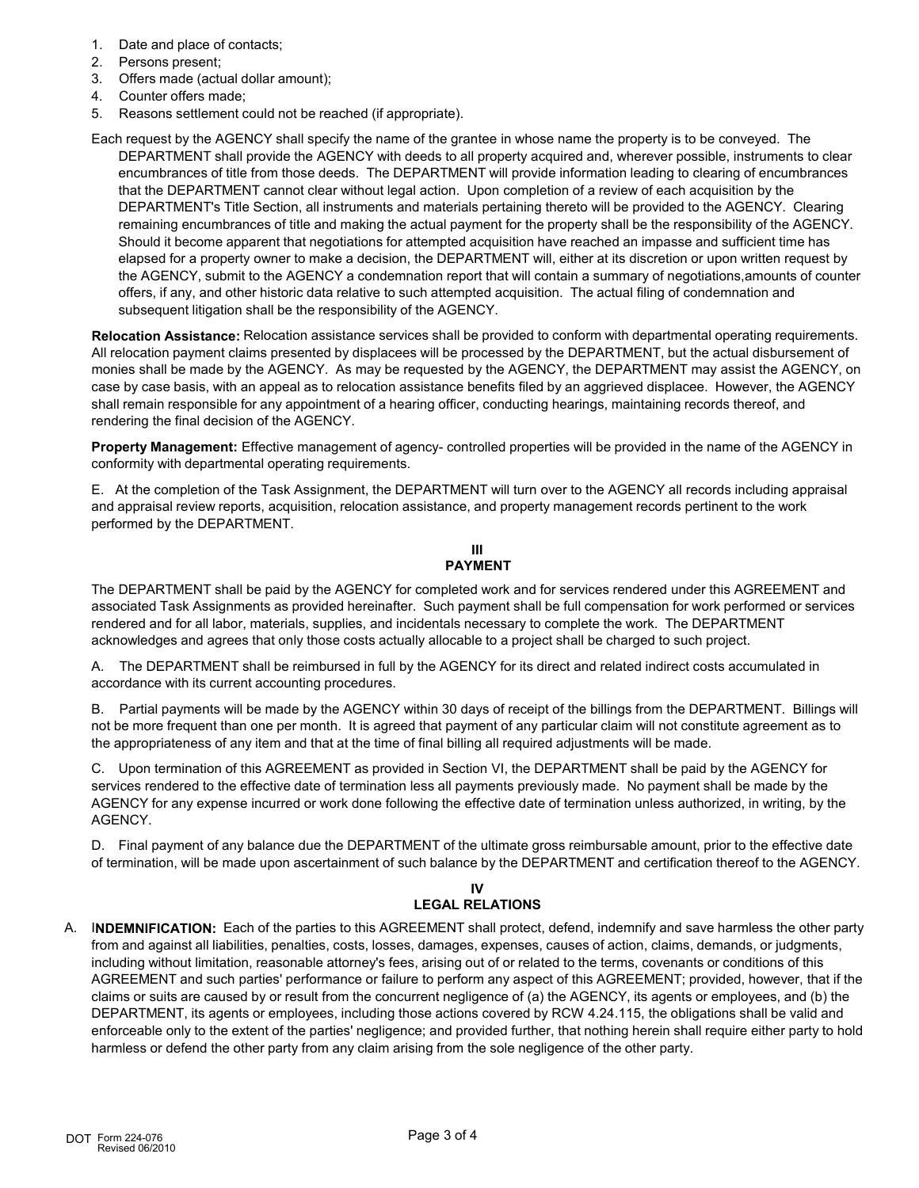1. Date and place of contacts;
2. Persons present;
3. Offers made (actual dollar amount);
4. Counter offers made;
5. Reasons settlement could not be reached (if appropriate).

Each request by the AGENCY shall specify the name of the grantee in whose name the property is to be conveyed. The DEPARTMENT shall provide the AGENCY with deeds to all property acquired and, wherever possible, instruments to clear encumbrances of title from those deeds. The DEPARTMENT will provide information leading to clearing of encumbrances that the DEPARTMENT cannot clear without legal action. Upon completion of a review of each acquisition by the DEPARTMENT's Title Section, all instruments and materials pertaining thereto will be provided to the AGENCY. Clearing remaining encumbrances of title and making the actual payment for the property shall be the responsibility of the AGENCY. Should it become apparent that negotiations for attempted acquisition have reached an impasse and sufficient time has elapsed for a property owner to make a decision, the DEPARTMENT will, either at its discretion or upon written request by the AGENCY, submit to the AGENCY a condemnation report that will contain a summary of negotiations,amounts of counter offers, if any, and other historic data relative to such attempted acquisition. The actual filing of condemnation and subsequent litigation shall be the responsibility of the AGENCY.

**Relocation Assistance:** Relocation assistance services shall be provided to conform with departmental operating requirements. All relocation payment claims presented by displacees will be processed by the DEPARTMENT, but the actual disbursement of monies shall be made by the AGENCY. As may be requested by the AGENCY, the DEPARTMENT may assist the AGENCY, on case by case basis, with an appeal as to relocation assistance benefits filed by an aggrieved displacee. However, the AGENCY shall remain responsible for any appointment of a hearing officer, conducting hearings, maintaining records thereof, and rendering the final decision of the AGENCY.

**Property Management:** Effective management of agency- controlled properties will be provided in the name of the AGENCY in conformity with departmental operating requirements.

E. At the completion of the Task Assignment, the DEPARTMENT will turn over to the AGENCY all records including appraisal and appraisal review reports, acquisition, relocation assistance, and property management records pertinent to the work performed by the DEPARTMENT.

## III
## PAYMENT

The DEPARTMENT shall be paid by the AGENCY for completed work and for services rendered under this AGREEMENT and associated Task Assignments as provided hereinafter. Such payment shall be full compensation for work performed or services rendered and for all labor, materials, supplies, and incidentals necessary to complete the work. The DEPARTMENT acknowledges and agrees that only those costs actually allocable to a project shall be charged to such project.

A. The DEPARTMENT shall be reimbursed in full by the AGENCY for its direct and related indirect costs accumulated in accordance with its current accounting procedures.

B. Partial payments will be made by the AGENCY within 30 days of receipt of the billings from the DEPARTMENT. Billings will not be more frequent than one per month. It is agreed that payment of any particular claim will not constitute agreement as to the appropriateness of any item and that at the time of final billing all required adjustments will be made.

C. Upon termination of this AGREEMENT as provided in Section VI, the DEPARTMENT shall be paid by the AGENCY for services rendered to the effective date of termination less all payments previously made. No payment shall be made by the AGENCY for any expense incurred or work done following the effective date of termination unless authorized, in writing, by the AGENCY.

D. Final payment of any balance due the DEPARTMENT of the ultimate gross reimbursable amount, prior to the effective date of termination, will be made upon ascertainment of such balance by the DEPARTMENT and certification thereof to the AGENCY.

## IV
## LEGAL RELATIONS

A. **INDEMNIFICATION:** Each of the parties to this AGREEMENT shall protect, defend, indemnify and save harmless the other party from and against all liabilities, penalties, costs, losses, damages, expenses, causes of action, claims, demands, or judgments, including without limitation, reasonable attorney's fees, arising out of or related to the terms, covenants or conditions of this AGREEMENT and such parties' performance or failure to perform any aspect of this AGREEMENT; provided, however, that if the claims or suits are caused by or result from the concurrent negligence of (a) the AGENCY, its agents or employees, and (b) the DEPARTMENT, its agents or employees, including those actions covered by RCW 4.24.115, the obligations shall be valid and enforceable only to the extent of the parties' negligence; and provided further, that nothing herein shall require either party to hold harmless or defend the other party from any claim arising from the sole negligence of the other party.

DOT Form 224-076
Revised 06/2010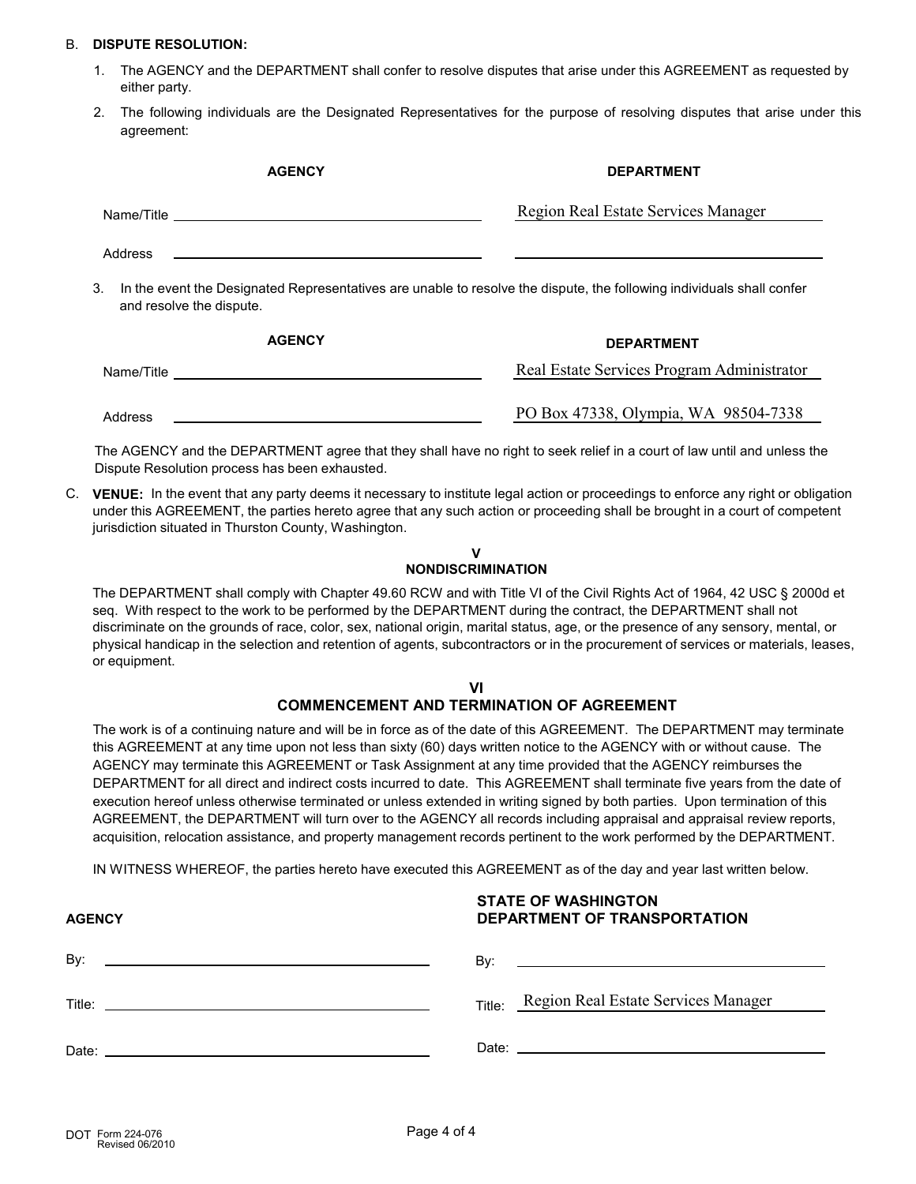B. **DISPUTE RESOLUTION:**

1. The AGENCY and the DEPARTMENT shall confer to resolve disputes that arise under this AGREEMENT as requested by either party.
2. The following individuals are the Designated Representatives for the purpose of resolving disputes that arise under this agreement:

| | **AGENCY** | **DEPARTMENT** |
|---|---|---|
| Name/Title | | Region Real Estate Services Manager |
| Address | | |

3. In the event the Designated Representatives are unable to resolve the dispute, the following individuals shall confer and resolve the dispute.

| | **AGENCY** | **DEPARTMENT** |
|---|---|---|
| Name/Title | | Real Estate Services Program Administrator |
| Address | | PO Box 47338, Olympia, WA 98504-7338 |

The AGENCY and the DEPARTMENT agree that they shall have no right to seek relief in a court of law until and unless the Dispute Resolution process has been exhausted.

C. **VENUE:** In the event that any party deems it necessary to institute legal action or proceedings to enforce any right or obligation under this AGREEMENT, the parties hereto agree that any such action or proceeding shall be brought in a court of competent jurisdiction situated in Thurston County, Washington.

## V
## NONDISCRIMINATION

The DEPARTMENT shall comply with Chapter 49.60 RCW and with Title VI of the Civil Rights Act of 1964, 42 USC § 2000d et seq. With respect to the work to be performed by the DEPARTMENT during the contract, the DEPARTMENT shall not discriminate on the grounds of race, color, sex, national origin, marital status, age, or the presence of any sensory, mental, or physical handicap in the selection and retention of agents, subcontractors or in the procurement of services or materials, leases, or equipment.

## VI
## COMMENCEMENT AND TERMINATION OF AGREEMENT

The work is of a continuing nature and will be in force as of the date of this AGREEMENT. The DEPARTMENT may terminate this AGREEMENT at any time upon not less than sixty (60) days written notice to the AGENCY with or without cause. The AGENCY may terminate this AGREEMENT or Task Assignment at any time provided that the AGENCY reimburses the DEPARTMENT for all direct and indirect costs incurred to date. This AGREEMENT shall terminate five years from the date of execution hereof unless otherwise terminated or unless extended in writing signed by both parties. Upon termination of this AGREEMENT, the DEPARTMENT will turn over to the AGENCY all records including appraisal and appraisal review reports, acquisition, relocation assistance, and property management records pertinent to the work performed by the DEPARTMENT.

IN WITNESS WHEREOF, the parties hereto have executed this AGREEMENT as of the day and year last written below.

| **AGENCY** | **STATE OF WASHINGTON DEPARTMENT OF TRANSPORTATION** |
|---|---|
| By: | By: |
| Title: | Title: Region Real Estate Services Manager |
| Date: | Date: |

DOT Form 224-076
Revised 06/2010